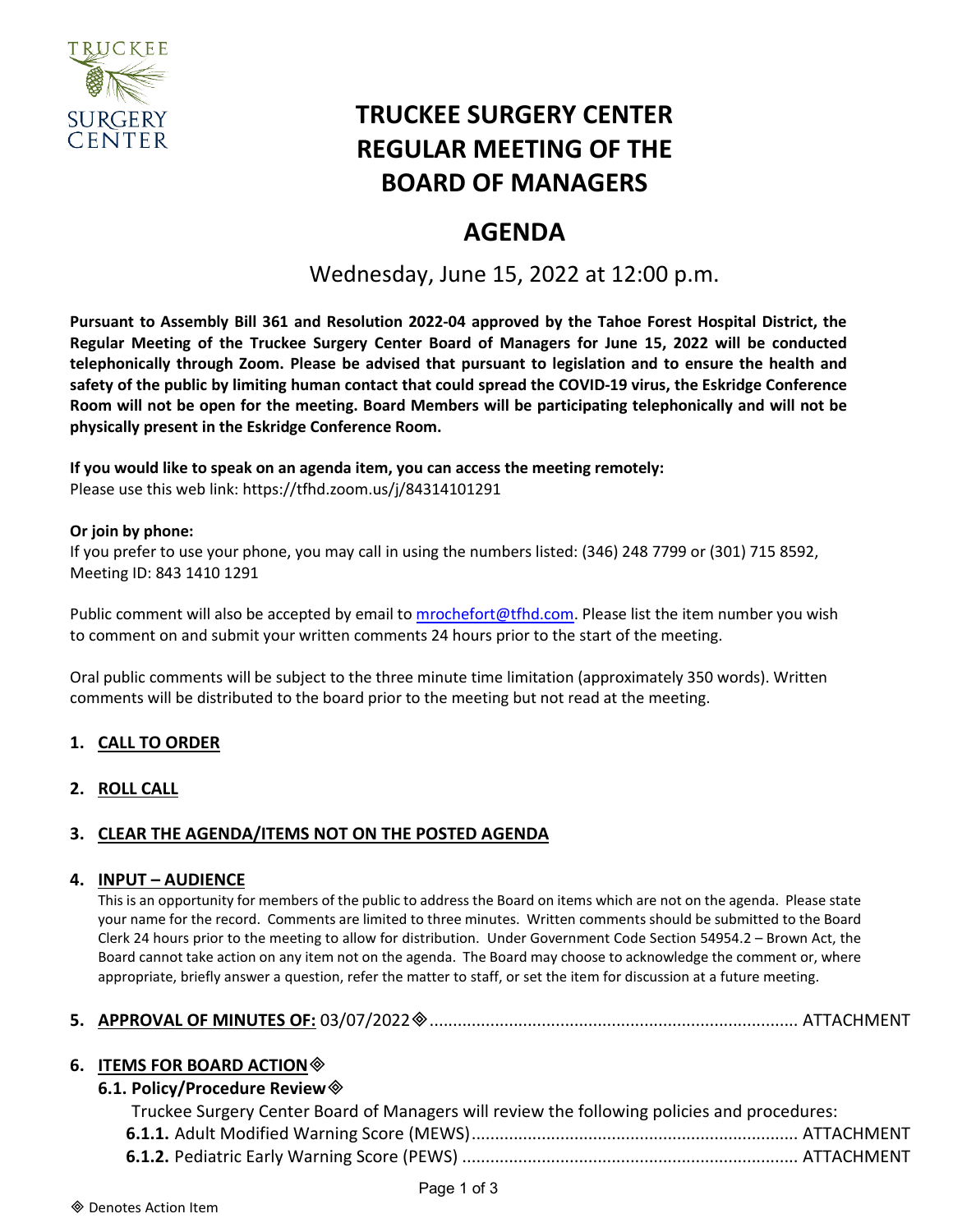# TRUCKEE SURGERY CENTER
# REGULAR MEETING OF THE
# BOARD OF MANAGERS

## AGENDA

Wednesday, June 15, 2022 at 12:00 p.m.

**Pursuant to Assembly Bill 361 and Resolution 2022-04 approved by the Tahoe Forest Hospital District, the Regular Meeting of the Truckee Surgery Center Board of Managers for June 15, 2022 will be conducted telephonically through Zoom. Please be advised that pursuant to legislation and to ensure the health and safety of the public by limiting human contact that could spread the COVID-19 virus, the Eskridge Conference Room will not be open for the meeting. Board Members will be participating telephonically and will not be physically present in the Eskridge Conference Room.**

**If you would like to speak on an agenda item, you can access the meeting remotely:**
Please use this web link: https://tfhd.zoom.us/j/84314101291

**Or join by phone:**
If you prefer to use your phone, you may call in using the numbers listed: (346) 248 7799 or (301) 715 8592, Meeting ID: 843 1410 1291

Public comment will also be accepted by email to mrochefort@tfhd.com. Please list the item number you wish to comment on and submit your written comments 24 hours prior to the start of the meeting.

Oral public comments will be subject to the three minute time limitation (approximately 350 words). Written comments will be distributed to the board prior to the meeting but not read at the meeting.

1. **CALL TO ORDER**

2. **ROLL CALL**

3. **CLEAR THE AGENDA/ITEMS NOT ON THE POSTED AGENDA**

4. **INPUT – AUDIENCE**
   This is an opportunity for members of the public to address the Board on items which are not on the agenda. Please state your name for the record. Comments are limited to three minutes. Written comments should be submitted to the Board Clerk 24 hours prior to the meeting to allow for distribution. Under Government Code Section 54954.2 – Brown Act, the Board cannot take action on any item not on the agenda. The Board may choose to acknowledge the comment or, where appropriate, briefly answer a question, refer the matter to staff, or set the item for discussion at a future meeting.

5. **APPROVAL OF MINUTES OF:** 03/07/2022◈ ............................................................................... ATTACHMENT

6. **ITEMS FOR BOARD ACTION**◈
   **6.1. Policy/Procedure Review**◈
   Truckee Surgery Center Board of Managers will review the following policies and procedures:
   **6.1.1.** Adult Modified Warning Score (MEWS) ....................................................................... ATTACHMENT
   **6.1.2.** Pediatric Early Warning Score (PEWS) ........................................................................ ATTACHMENT

◈ Denotes Action Item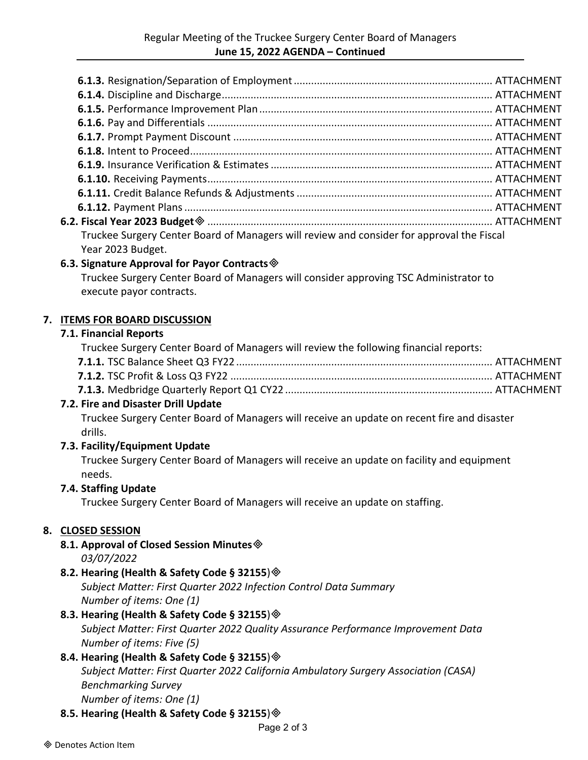**6.1.3.** Resignation/Separation of Employment ........................................................................ ATTACHMENT
**6.1.4.** Discipline and Discharge ................................................................................................ ATTACHMENT
**6.1.5.** Performance Improvement Plan ...................................................................................... ATTACHMENT
**6.1.6.** Pay and Differentials ...................................................................................................... ATTACHMENT
**6.1.7.** Prompt Payment Discount ............................................................................................. ATTACHMENT
**6.1.8.** Intent to Proceed ............................................................................................................ ATTACHMENT
**6.1.9.** Insurance Verification & Estimates ................................................................................ ATTACHMENT
**6.1.10.** Receiving Payments ...................................................................................................... ATTACHMENT
**6.1.11.** Credit Balance Refunds & Adjustments ....................................................................... ATTACHMENT
**6.1.12.** Payment Plans .............................................................................................................. ATTACHMENT

**6.2. Fiscal Year 2023 Budget**◈ ..................................................................................................... ATTACHMENT
Truckee Surgery Center Board of Managers will review and consider for approval the Fiscal Year 2023 Budget.

**6.3. Signature Approval for Payor Contracts**◈
Truckee Surgery Center Board of Managers will consider approving TSC Administrator to execute payor contracts.

## 7. ITEMS FOR BOARD DISCUSSION

**7.1. Financial Reports**
Truckee Surgery Center Board of Managers will review the following financial reports:
**7.1.1.** TSC Balance Sheet Q3 FY22 ............................................................................................ ATTACHMENT
**7.1.2.** TSC Profit & Loss Q3 FY22 ............................................................................................. ATTACHMENT
**7.1.3.** Medbridge Quarterly Report Q1 CY22 .......................................................................... ATTACHMENT

**7.2. Fire and Disaster Drill Update**
Truckee Surgery Center Board of Managers will receive an update on recent fire and disaster drills.

**7.3. Facility/Equipment Update**
Truckee Surgery Center Board of Managers will receive an update on facility and equipment needs.

**7.4. Staffing Update**
Truckee Surgery Center Board of Managers will receive an update on staffing.

## 8. CLOSED SESSION

**8.1. Approval of Closed Session Minutes**◈
*03/07/2022*

**8.2. Hearing (Health & Safety Code § 32155)**◈
*Subject Matter: First Quarter 2022 Infection Control Data Summary*
*Number of items: One (1)*

**8.3. Hearing (Health & Safety Code § 32155)**◈
*Subject Matter: First Quarter 2022 Quality Assurance Performance Improvement Data*
*Number of items: Five (5)*

**8.4. Hearing (Health & Safety Code § 32155)**◈
*Subject Matter: First Quarter 2022 California Ambulatory Surgery Association (CASA) Benchmarking Survey*
*Number of items: One (1)*

**8.5. Hearing (Health & Safety Code § 32155)**◈

◈ Denotes Action Item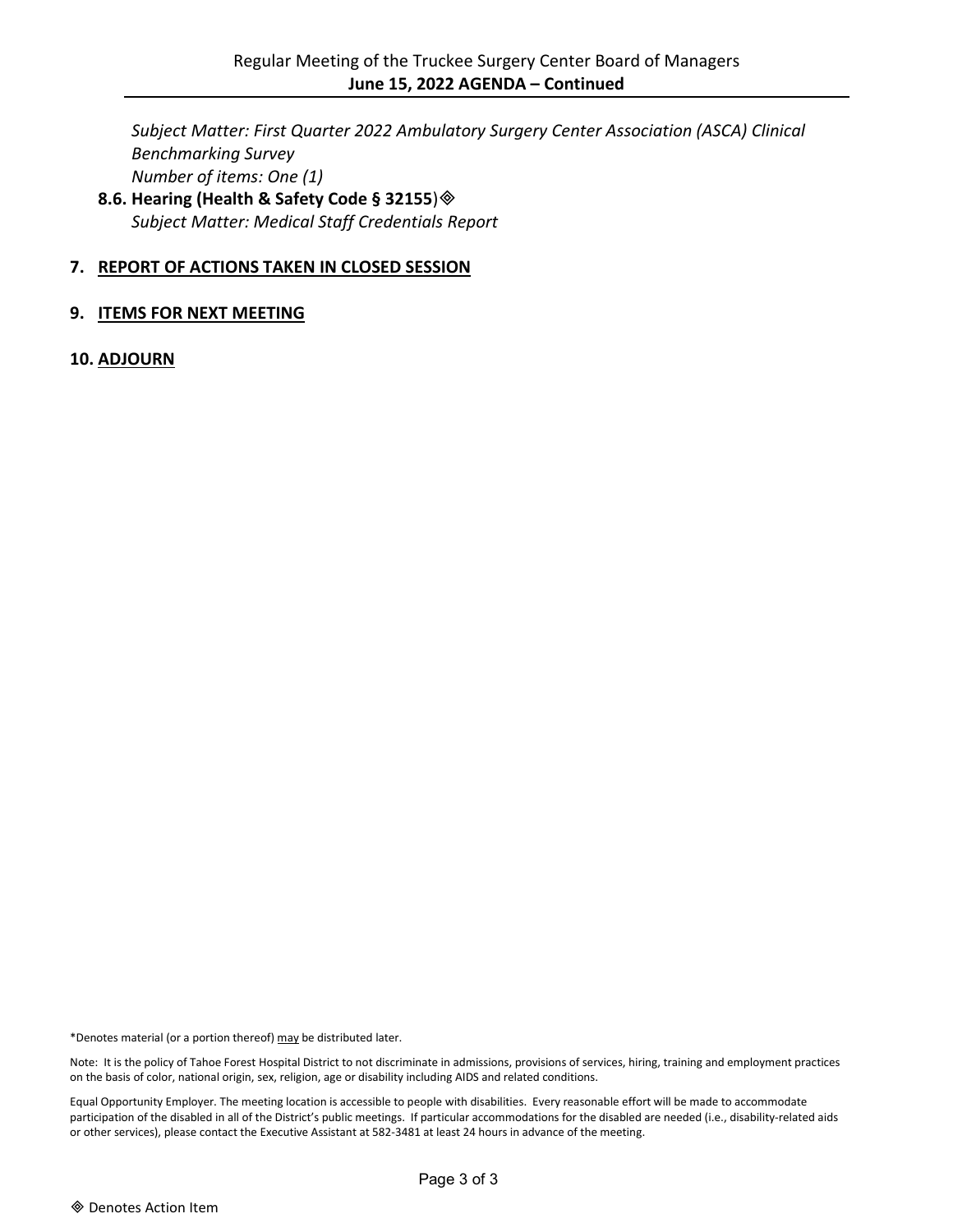*Subject Matter: First Quarter 2022 Ambulatory Surgery Center Association (ASCA) Clinical Benchmarking Survey*
*Number of items: One (1)*

**8.6. Hearing (Health & Safety Code § 32155**) ◈
*Subject Matter: Medical Staff Credentials Report*

**7. REPORT OF ACTIONS TAKEN IN CLOSED SESSION**

**9. ITEMS FOR NEXT MEETING**

**10. ADJOURN**

*Denotes material (or a portion thereof) may be distributed later.

Note: It is the policy of Tahoe Forest Hospital District to not discriminate in admissions, provisions of services, hiring, training and employment practices on the basis of color, national origin, sex, religion, age or disability including AIDS and related conditions.

Equal Opportunity Employer. The meeting location is accessible to people with disabilities. Every reasonable effort will be made to accommodate participation of the disabled in all of the District's public meetings. If particular accommodations for the disabled are needed (i.e., disability-related aids or other services), please contact the Executive Assistant at 582-3481 at least 24 hours in advance of the meeting.

◈ Denotes Action Item